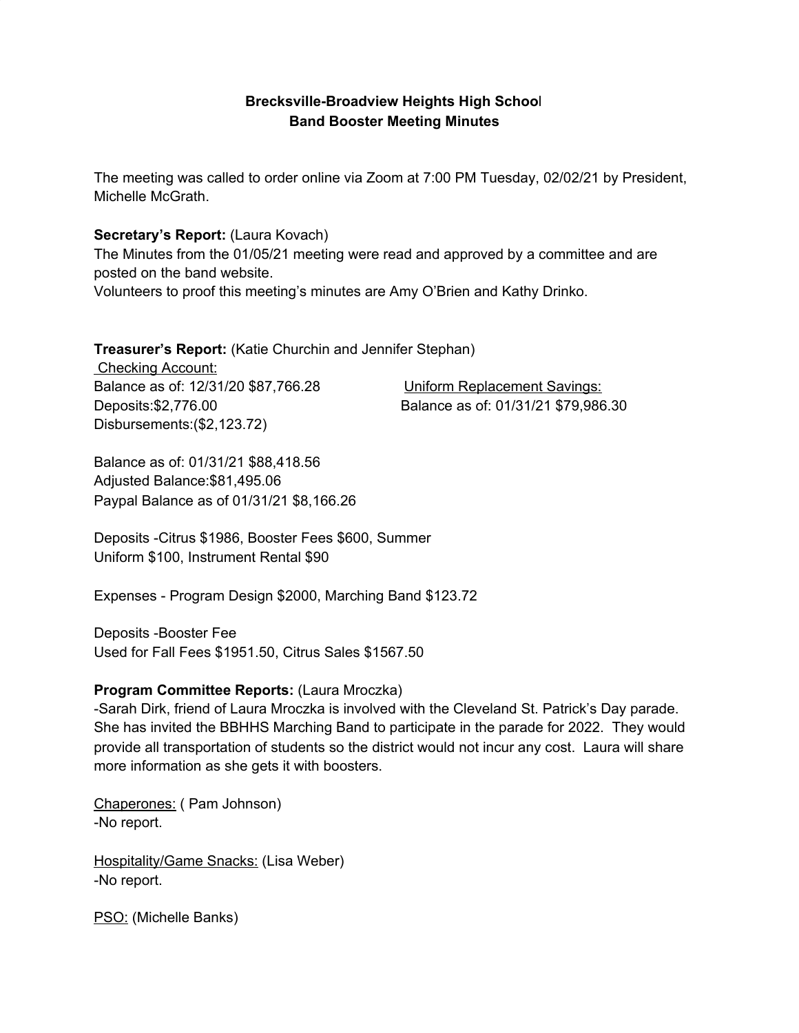**Brecksville-Broadview Heights High School**
**Band Booster Meeting Minutes**

The meeting was called to order online via Zoom at 7:00 PM Tuesday, 02/02/21 by President, Michelle McGrath.

**Secretary's Report:** (Laura Kovach)
The Minutes from the 01/05/21 meeting were read and approved by a committee and are posted on the band website.
Volunteers to proof this meeting's minutes are Amy O'Brien and Kathy Drinko.

**Treasurer's Report:** (Katie Churchin and Jennifer Stephan)

Checking Account:
Balance as of: 12/31/20 $87,766.28
Deposits:$2,776.00
Disbursements:($2,123.72)

Uniform Replacement Savings:
Balance as of: 01/31/21 $79,986.30

Balance as of: 01/31/21 $88,418.56
Adjusted Balance:$81,495.06
Paypal Balance as of 01/31/21 $8,166.26

Deposits -Citrus $1986, Booster Fees $600, Summer Uniform $100, Instrument Rental $90

Expenses - Program Design $2000, Marching Band $123.72

Deposits -Booster Fee
Used for Fall Fees $1951.50, Citrus Sales $1567.50

**Program Committee Reports:** (Laura Mroczka)
-Sarah Dirk, friend of Laura Mroczka is involved with the Cleveland St. Patrick's Day parade. She has invited the BBHHS Marching Band to participate in the parade for 2022. They would provide all transportation of students so the district would not incur any cost. Laura will share more information as she gets it with boosters.

Chaperones: ( Pam Johnson)
-No report.

Hospitality/Game Snacks: (Lisa Weber)
-No report.

PSO: (Michelle Banks)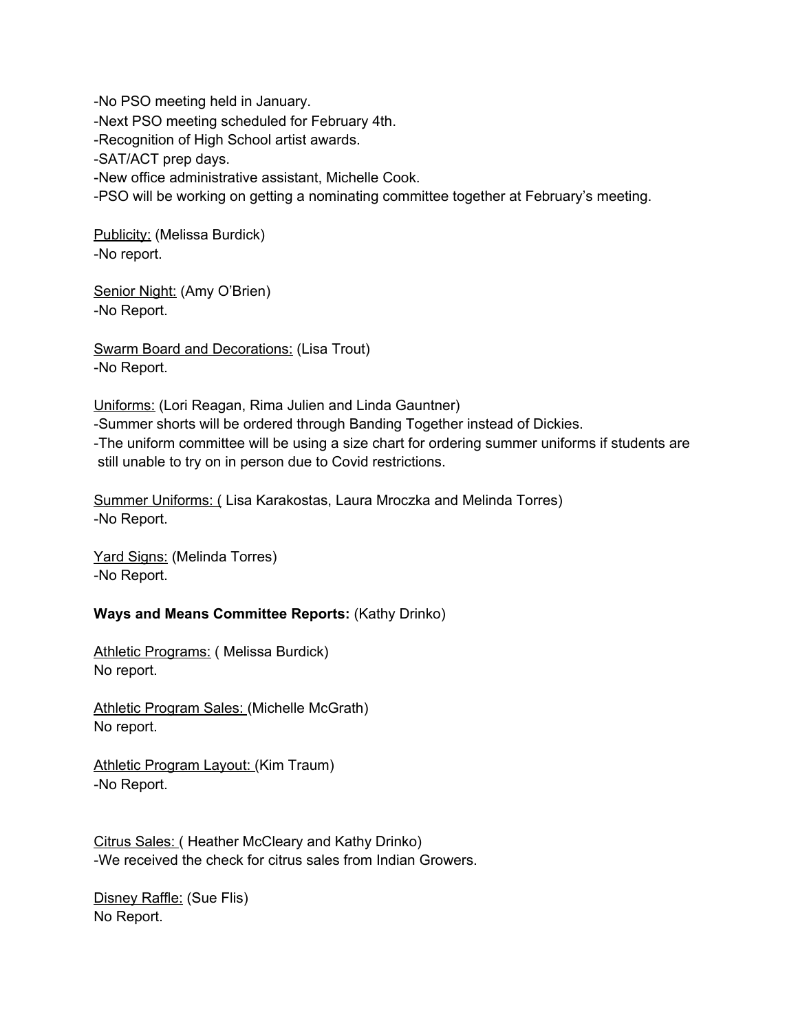-No PSO meeting held in January.
-Next PSO meeting scheduled for February 4th.
-Recognition of High School artist awards.
-SAT/ACT prep days.
-New office administrative assistant, Michelle Cook.
-PSO will be working on getting a nominating committee together at February's meeting.

<u>Publicity:</u> (Melissa Burdick)
-No report.

<u>Senior Night:</u> (Amy O'Brien)
-No Report.

<u>Swarm Board and Decorations:</u> (Lisa Trout)
-No Report.

<u>Uniforms:</u> (Lori Reagan, Rima Julien and Linda Gauntner)
-Summer shorts will be ordered through Banding Together instead of Dickies.
-The uniform committee will be using a size chart for ordering summer uniforms if students are still unable to try on in person due to Covid restrictions.

<u>Summer Uniforms: (</u> Lisa Karakostas, Laura Mroczka and Melinda Torres)
-No Report.

<u>Yard Signs:</u> (Melinda Torres)
-No Report.

**Ways and Means Committee Reports:** (Kathy Drinko)

<u>Athletic Programs:</u> ( Melissa Burdick)
No report.

<u>Athletic Program Sales: (</u>Michelle McGrath)
No report.

<u>Athletic Program Layout: (</u>Kim Traum)
-No Report.

<u>Citrus Sales: (</u> Heather McCleary and Kathy Drinko)
-We received the check for citrus sales from Indian Growers.

<u>Disney Raffle:</u> (Sue Flis)
No Report.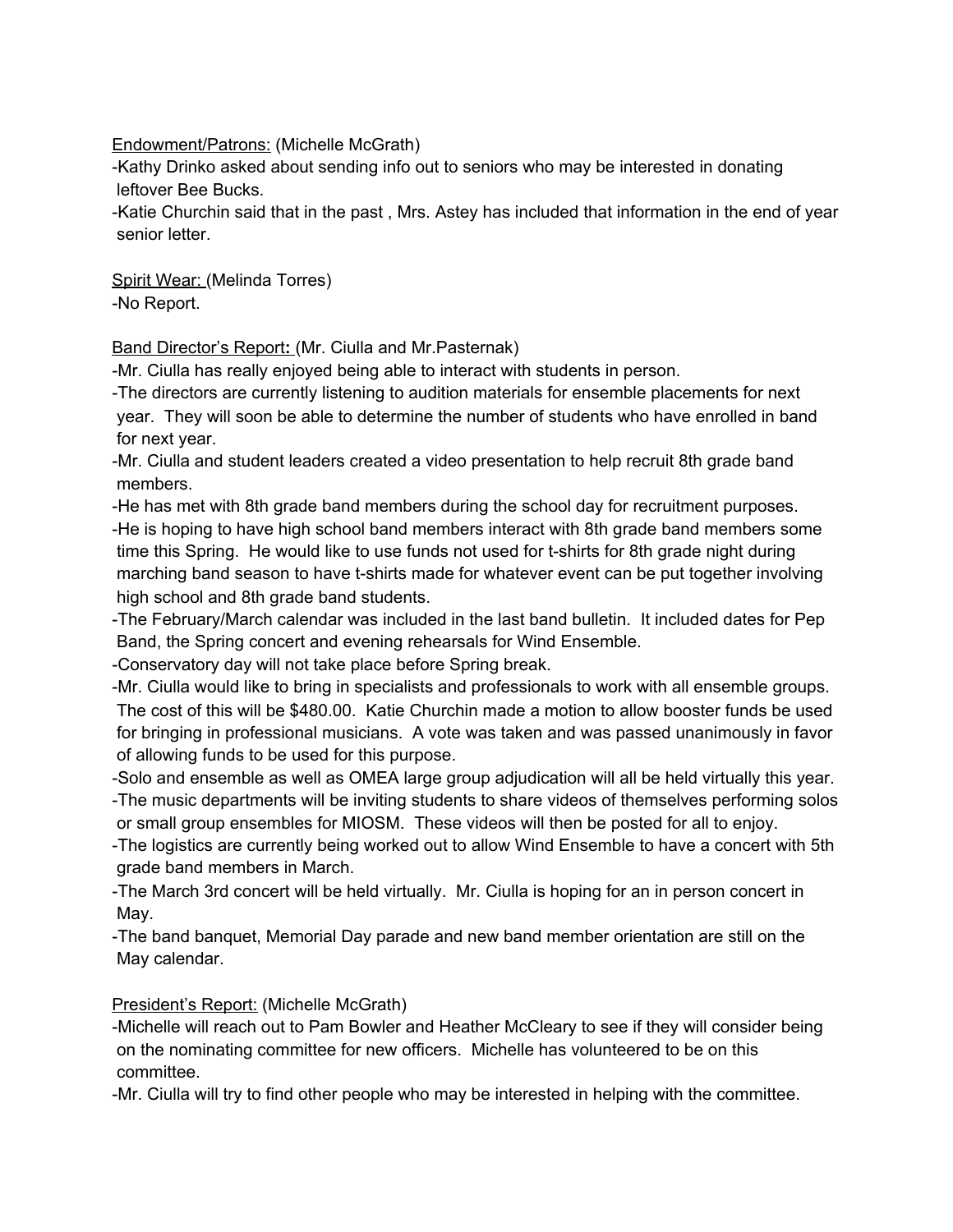Endowment/Patrons: (Michelle McGrath)

- Kathy Drinko asked about sending info out to seniors who may be interested in donating leftover Bee Bucks.
- Katie Churchin said that in the past , Mrs. Astey has included that information in the end of year senior letter.

Spirit Wear: (Melinda Torres)

- No Report.

Band Director's Report**:** (Mr. Ciulla and Mr.Pasternak)

- Mr. Ciulla has really enjoyed being able to interact with students in person.
- The directors are currently listening to audition materials for ensemble placements for next year. They will soon be able to determine the number of students who have enrolled in band for next year.
- Mr. Ciulla and student leaders created a video presentation to help recruit 8th grade band members.
- He has met with 8th grade band members during the school day for recruitment purposes.
- He is hoping to have high school band members interact with 8th grade band members some time this Spring. He would like to use funds not used for t-shirts for 8th grade night during marching band season to have t-shirts made for whatever event can be put together involving high school and 8th grade band students.
- The February/March calendar was included in the last band bulletin. It included dates for Pep Band, the Spring concert and evening rehearsals for Wind Ensemble.
- Conservatory day will not take place before Spring break.
- Mr. Ciulla would like to bring in specialists and professionals to work with all ensemble groups. The cost of this will be $480.00. Katie Churchin made a motion to allow booster funds be used for bringing in professional musicians. A vote was taken and was passed unanimously in favor of allowing funds to be used for this purpose.
- Solo and ensemble as well as OMEA large group adjudication will all be held virtually this year.
- The music departments will be inviting students to share videos of themselves performing solos or small group ensembles for MIOSM. These videos will then be posted for all to enjoy.
- The logistics are currently being worked out to allow Wind Ensemble to have a concert with 5th grade band members in March.
- The March 3rd concert will be held virtually. Mr. Ciulla is hoping for an in person concert in May.
- The band banquet, Memorial Day parade and new band member orientation are still on the May calendar.

President's Report: (Michelle McGrath)

- Michelle will reach out to Pam Bowler and Heather McCleary to see if they will consider being on the nominating committee for new officers. Michelle has volunteered to be on this committee.
- Mr. Ciulla will try to find other people who may be interested in helping with the committee.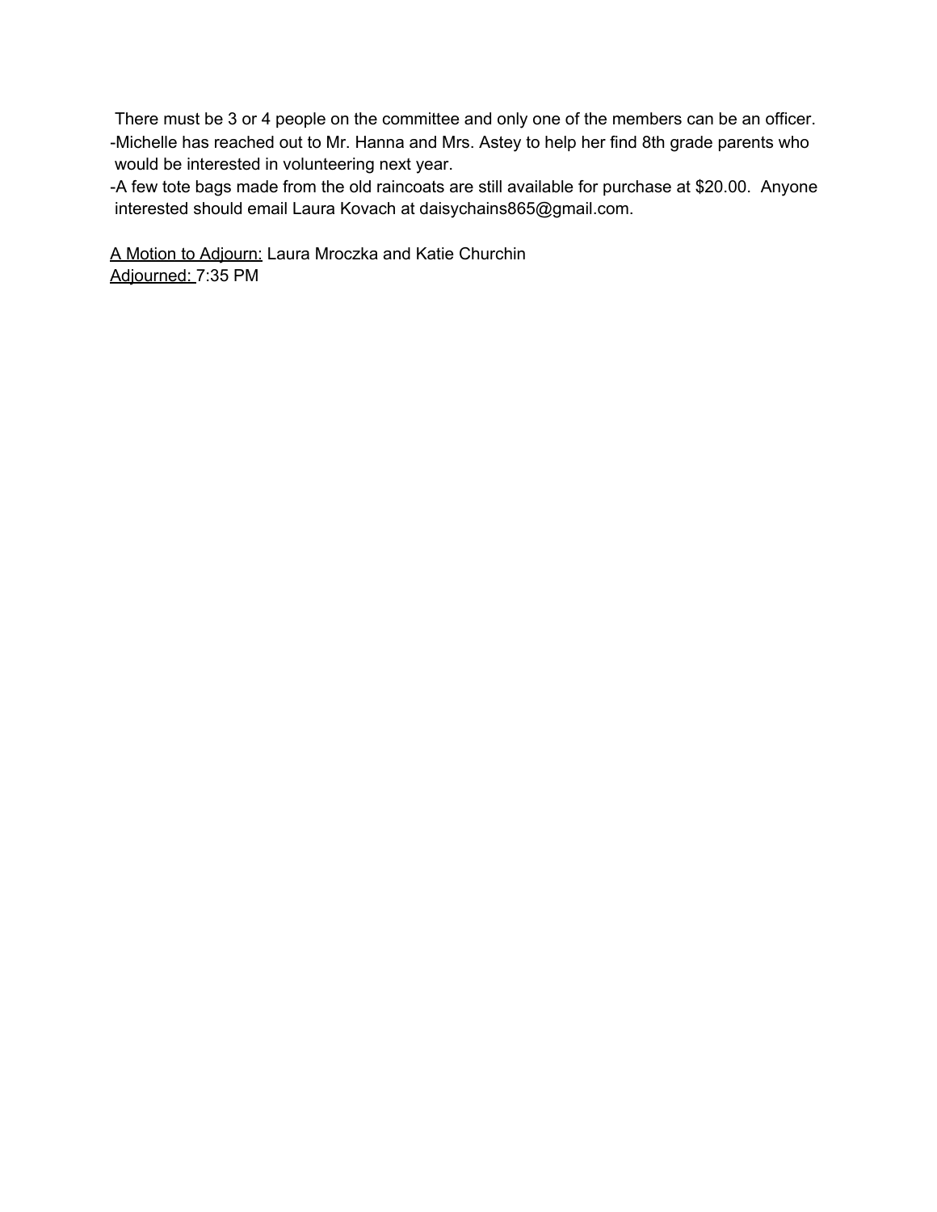There must be 3 or 4 people on the committee and only one of the members can be an officer.

-Michelle has reached out to Mr. Hanna and Mrs. Astey to help her find 8th grade parents who would be interested in volunteering next year.

-A few tote bags made from the old raincoats are still available for purchase at $20.00. Anyone interested should email Laura Kovach at daisychains865@gmail.com.

<u>A Motion to Adjourn:</u> Laura Mroczka and Katie Churchin
<u>Adjourned:</u> 7:35 PM